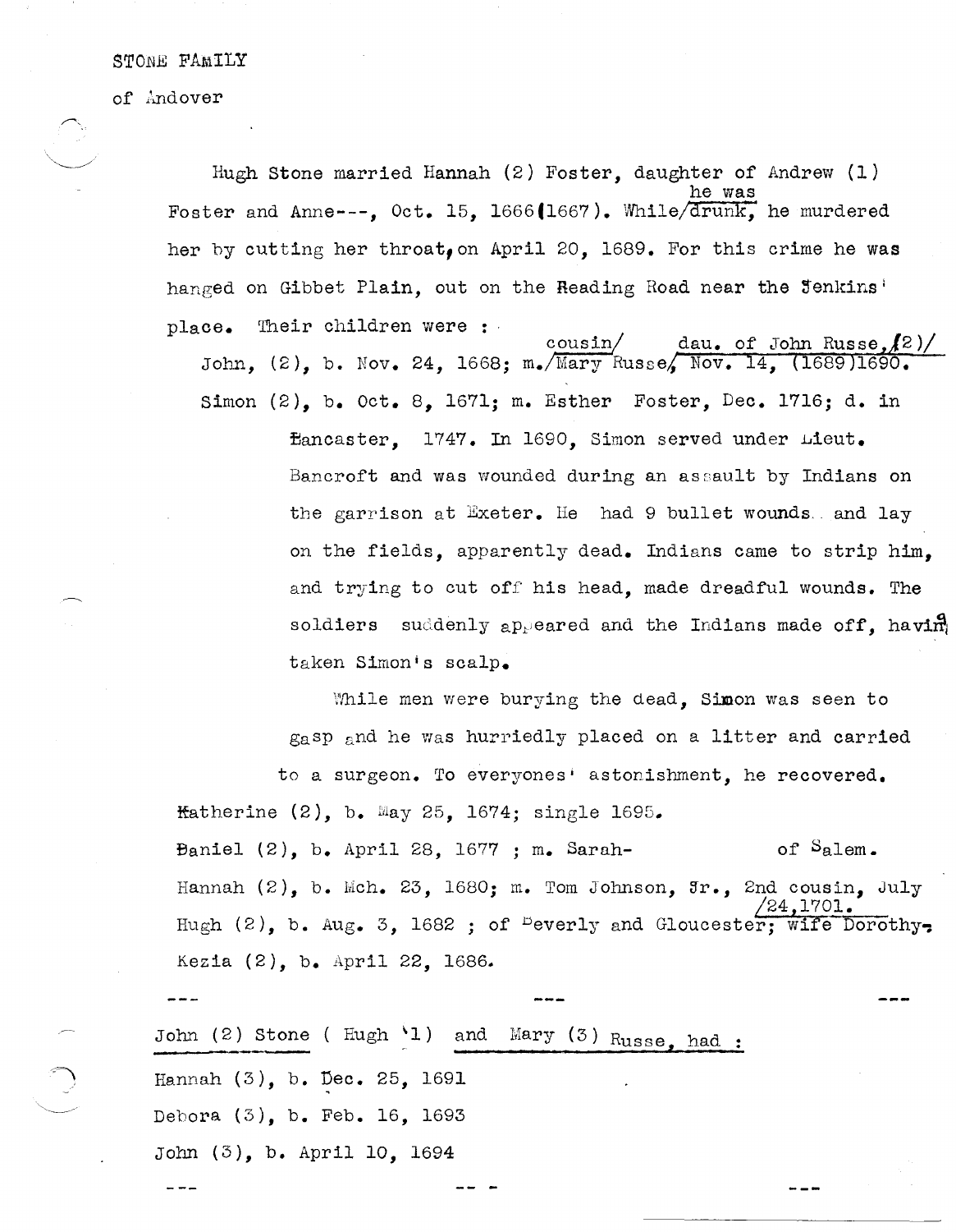STONE FAMILY

of Andover

Hugh Stone married Hannah (2) Foster, daughter of Andrew (1) Foster and Anne---, Oct. 15, 1666(1667). While he was drunk, he murdered her by cutting her throat, on April 20, 1689. For this crime he was hanged on Gibbet Plain, out on the Reading Road near the Jenkins' place. Their children were :

John, (2), b. Nov. 24, 1668; m. cousin Mary Russe, dau. of John Russe, (2) Nov. 14, (1689)1690.

Simon (2), b. Oct. 8, 1671; m. Esther Foster, Dec. 1716; d. in Lancaster, 1747. In 1690, Simon served under Lieut. Bancroft and was wounded during an assault by Indians on the garrison at Exeter. He had 9 bullet wounds and lay on the fields, apparently dead. Indians came to strip him, and trying to cut off his head, made dreadful wounds. The soldiers suddenly appeared and the Indians made off, having taken Simon's scalp.

While men were burying the dead, Simon was seen to gasp and he was hurriedly placed on a litter and carried to a surgeon. To everyones' astonishment, he recovered.

Katherine (2), b. May 25, 1674; single 1695.

Daniel (2), b. April 28, 1677 ; m. Sarah- of Salem.

Hannah (2), b. Mch. 23, 1680; m. Tom Johnson, Jr., 2nd cousin, July 24, 1701.

Hugh (2), b. Aug. 3, 1682 ; of Beverly and Gloucester; wife Dorothy-.

Kezia (2), b. April 22, 1686.

---

John (2) Stone ( Hugh 1) and Mary (3) Russe, had :

Hannah (3), b. Dec. 25, 1691

Debora (3), b. Feb. 16, 1693

John (3), b. April 10, 1694

---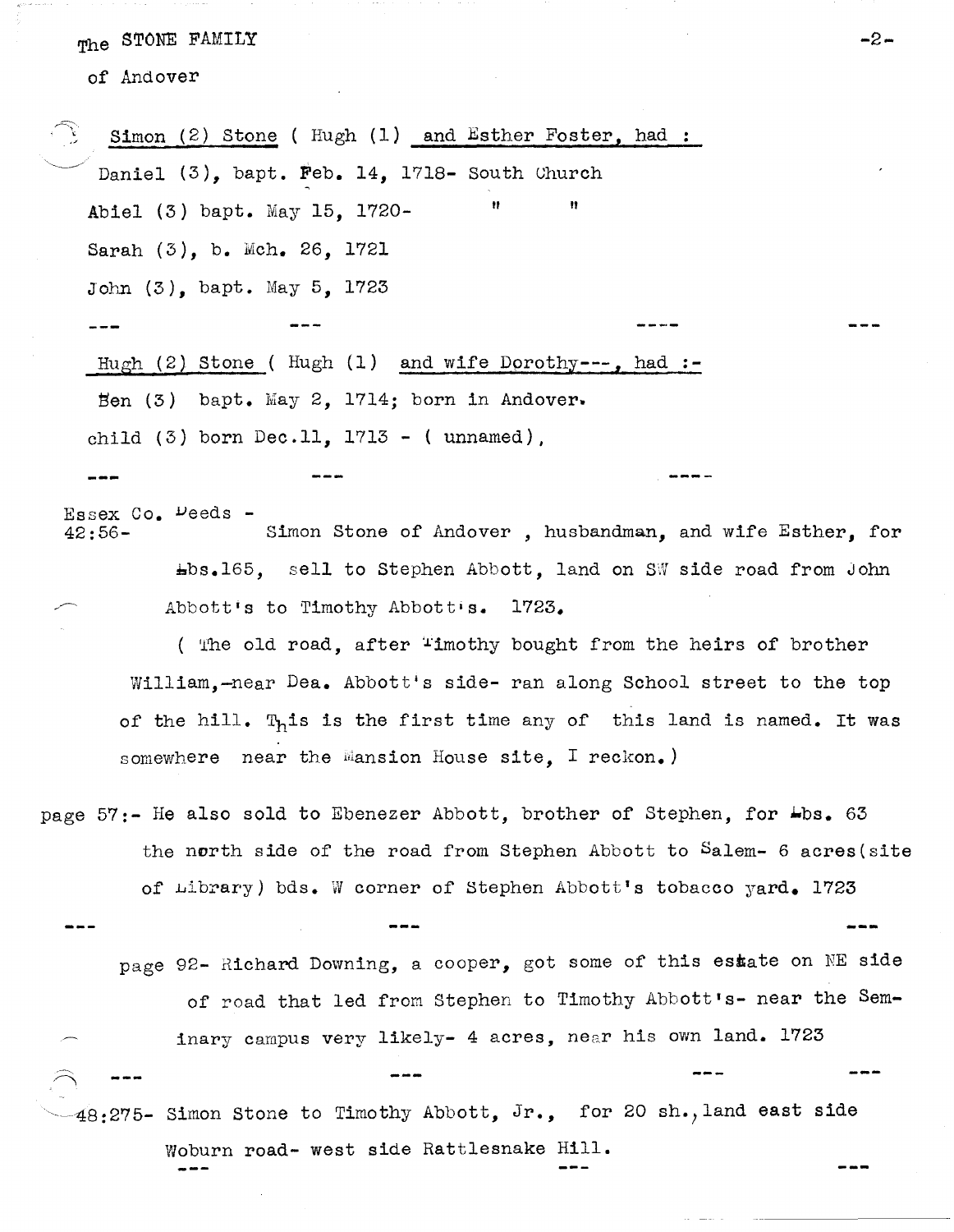The STONE FAMILY

of Andover

<u>Simon (2) Stone ( Hugh (1) and Esther Foster, had :</u>

Daniel (3), bapt. Feb. 14, 1718- South Church

Abiel (3) bapt. May 15, 1720- " "

Sarah (3), b. Mch. 26, 1721

John (3), bapt. May 5, 1723

--- --- ---- ---

<u>Hugh (2) Stone ( Hugh (1) and wife Dorothy---, had :-</u>

Ben (3) bapt. May 2, 1714; born in Andover.

child (3) born Dec.11, 1713 - ( unnamed),

--- --- ----

Essex Co. Deeds -
42:56- Simon Stone of Andover , husbandman, and wife Esther, for Lbs.165, sell to Stephen Abbott, land on SW side road from John Abbott's to Timothy Abbott's. 1723.

( The old road, after Timothy bought from the heirs of brother William,-near Dea. Abbott's side- ran along School street to the top of the hill. This is the first time any of this land is named. It was somewhere near the Mansion House site, I reckon.)

page 57:- He also sold to Ebenezer Abbott, brother of Stephen, for Lbs. 63 the north side of the road from Stephen Abbott to Salem- 6 acres(site of Library) bds. W corner of Stephen Abbott's tobacco yard. 1723

--- --- ---

page 92- Richard Downing, a cooper, got some of this estate on NE side of road that led from Stephen to Timothy Abbott's- near the Seminary campus very likely- 4 acres, near his own land. 1723

--- --- --- ---

48:275- Simon Stone to Timothy Abbott, Jr., for 20 sh., land east side Woburn road- west side Rattlesnake Hill.

--- --- ---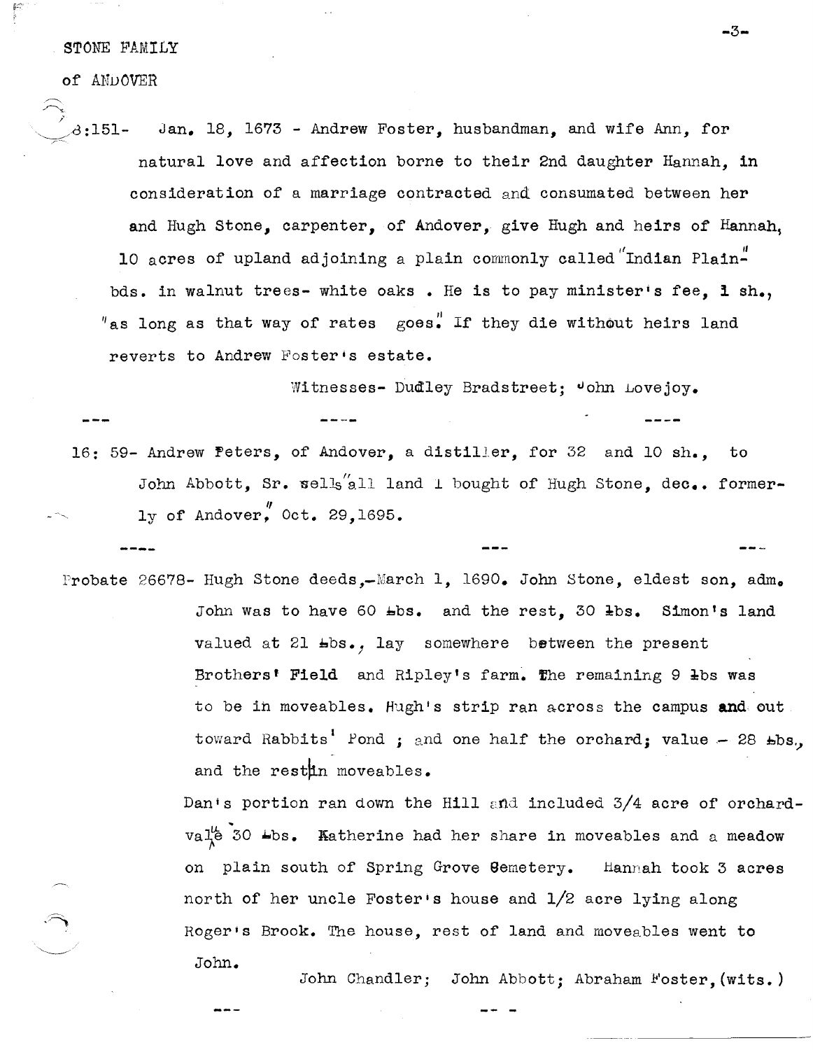STONE FAMILY

of ANDOVER

8:151- Jan. 18, 1673 - Andrew Foster, husbandman, and wife Ann, for natural love and affection borne to their 2nd daughter Hannah, in consideration of a marriage contracted and consumated between her and Hugh Stone, carpenter, of Andover, give Hugh and heirs of Hannah, 10 acres of upland adjoining a plain commonly called "Indian Plain" bds. in walnut trees- white oaks . He is to pay minister's fee, 1 sh., "as long as that way of rates goes." If they die without heirs land reverts to Andrew Foster's estate.

Witnesses- Dudley Bradstreet; John Lovejoy.

--- ---- ----

16: 59- Andrew Peters, of Andover, a distiller, for 32 and 10 sh., to John Abbott, Sr. sells "all land I bought of Hugh Stone, dec.. formerly of Andover," Oct. 29,1695.

---- --- ---

Probate 26678- Hugh Stone deeds,-March 1, 1690. John Stone, eldest son, adm. John was to have 60 lbs. and the rest, 30 lbs. Simon's land valued at 21 lbs., lay somewhere between the present Brothers' Field and Ripley's farm. The remaining 9 lbs was to be in moveables. Hugh's strip ran across the campus and out toward Rabbits' Pond ; and one half the orchard; value - 28 lbs., and the rest in moveables.

Dan's portion ran down the Hill and included 3/4 acre of orchard- value 30 lbs. Katherine had her share in moveables and a meadow on plain south of Spring Grove Cemetery. Hannah took 3 acres north of her uncle Foster's house and 1/2 acre lying along Roger's Brook. The house, rest of land and moveables went to John.

John Chandler; John Abbott; Abraham Foster, (wits.)

--- -- -